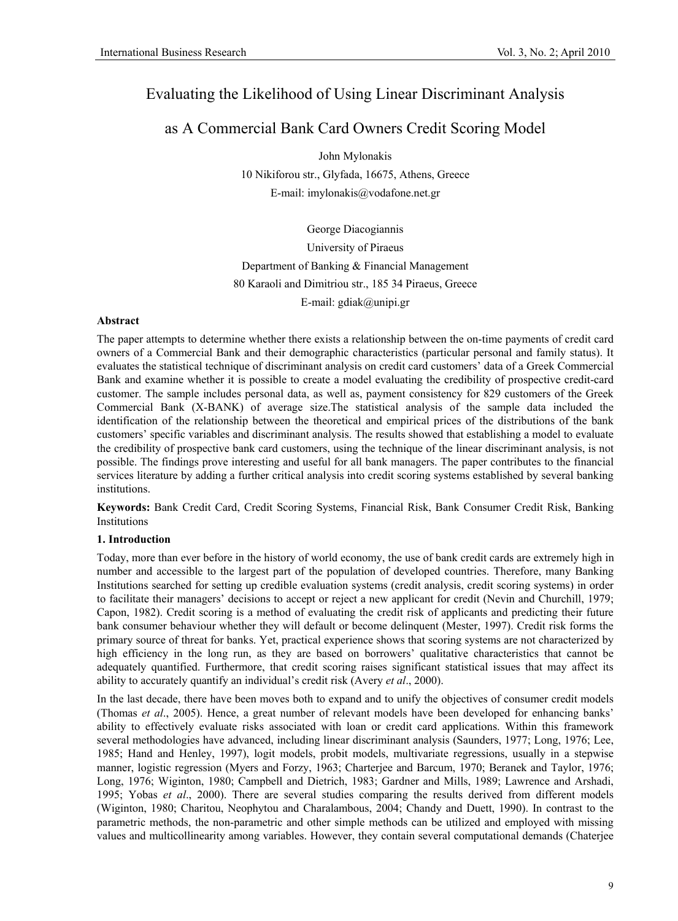# Evaluating the Likelihood of Using Linear Discriminant Analysis as A Commercial Bank Card Owners Credit Scoring Model

John Mylonakis

10 Nikiforou str., Glyfada, 16675, Athens, Greece

E-mail: imylonakis@vodafone.net.gr

George Diacogiannis

University of Piraeus

Department of Banking & Financial Management

80 Karaoli and Dimitriou str., 185 34 Piraeus, Greece

E-mail: gdiak@unipi.gr

### Abstract

The paper attempts to determine whether there exists a relationship between the on-time payments of credit card owners of a Commercial Bank and their demographic characteristics (particular personal and family status). It evaluates the statistical technique of discriminant analysis on credit card customers' data of a Greek Commercial Bank and examine whether it is possible to create a model evaluating the credibility of prospective credit-card customer. The sample includes personal data, as well as, payment consistency for 829 customers of the Greek Commercial Bank (X-BANK) of average size.The statistical analysis of the sample data included the identification of the relationship between the theoretical and empirical prices of the distributions of the bank customers' specific variables and discriminant analysis. The results showed that establishing a model to evaluate the credibility of prospective bank card customers, using the technique of the linear discriminant analysis, is not possible. The findings prove interesting and useful for all bank managers. The paper contributes to the financial services literature by adding a further critical analysis into credit scoring systems established by several banking institutions.

**Keywords:** Bank Credit Card, Credit Scoring Systems, Financial Risk, Bank Consumer Credit Risk, Banking Institutions

## 1. Introduction

Today, more than ever before in the history of world economy, the use of bank credit cards are extremely high in number and accessible to the largest part of the population of developed countries. Therefore, many Banking Institutions searched for setting up credible evaluation systems (credit analysis, credit scoring systems) in order to facilitate their managers' decisions to accept or reject a new applicant for credit (Nevin and Churchill, 1979; Capon, 1982). Credit scoring is a method of evaluating the credit risk of applicants and predicting their future bank consumer behaviour whether they will default or become delinquent (Mester, 1997). Credit risk forms the primary source of threat for banks. Yet, practical experience shows that scoring systems are not characterized by high efficiency in the long run, as they are based on borrowers' qualitative characteristics that cannot be adequately quantified. Furthermore, that credit scoring raises significant statistical issues that may affect its ability to accurately quantify an individual's credit risk (Avery *et al*., 2000).

In the last decade, there have been moves both to expand and to unify the objectives of consumer credit models (Thomas *et al*., 2005). Hence, a great number of relevant models have been developed for enhancing banks' ability to effectively evaluate risks associated with loan or credit card applications. Within this framework several methodologies have advanced, including linear discriminant analysis (Saunders, 1977; Long, 1976; Lee, 1985; Hand and Henley, 1997), logit models, probit models, multivariate regressions, usually in a stepwise manner, logistic regression (Myers and Forzy, 1963; Charterjee and Barcum, 1970; Beranek and Taylor, 1976; Long, 1976; Wiginton, 1980; Campbell and Dietrich, 1983; Gardner and Mills, 1989; Lawrence and Arshadi, 1995; Yobas *et al*., 2000). There are several studies comparing the results derived from different models (Wiginton, 1980; Charitou, Neophytou and Charalambous, 2004; Chandy and Duett, 1990). In contrast to the parametric methods, the non-parametric and other simple methods can be utilized and employed with missing values and multicollinearity among variables. However, they contain several computational demands (Chaterjee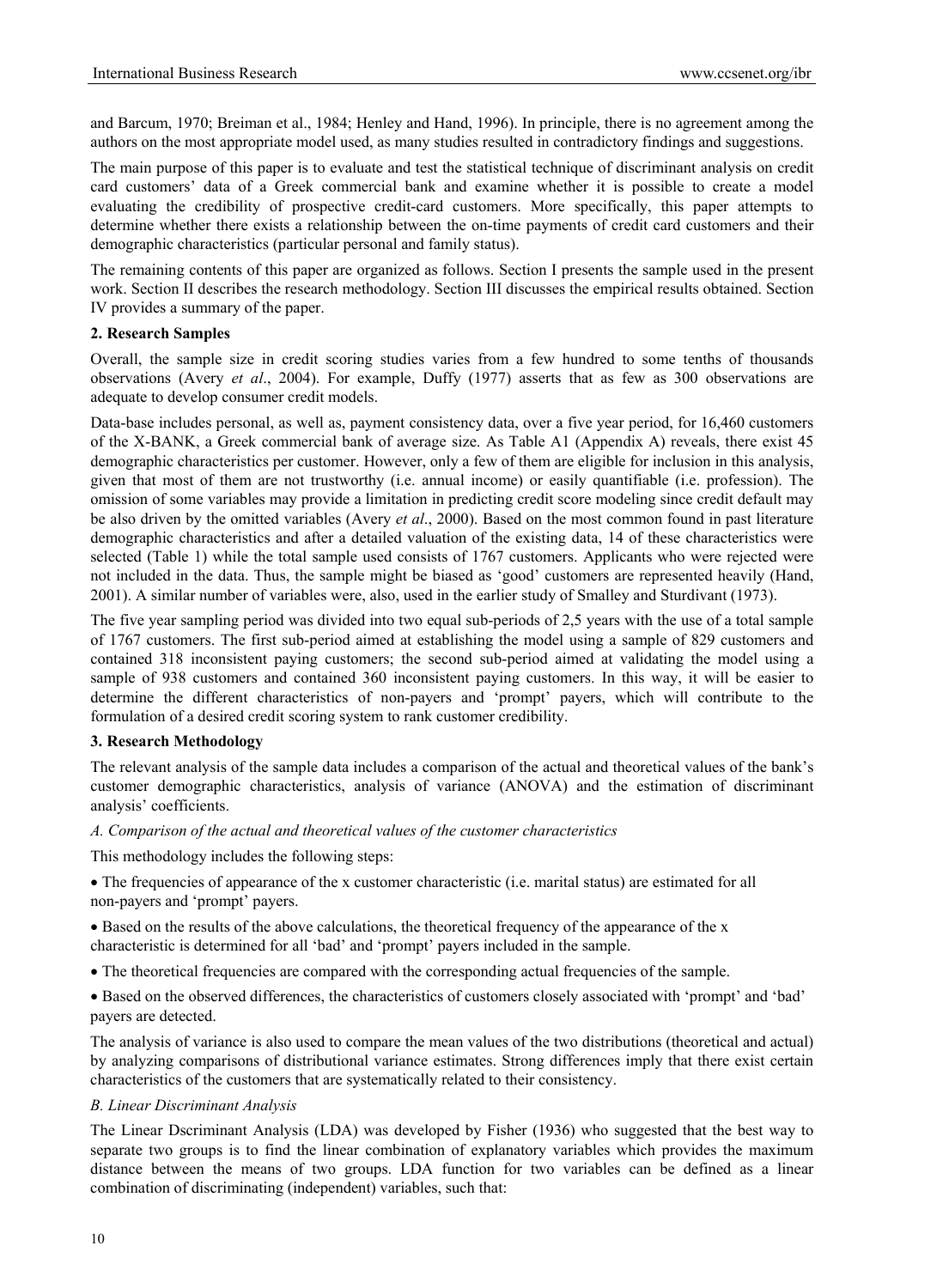and Barcum, 1970; Breiman et al., 1984; Henley and Hand, 1996). In principle, there is no agreement among the authors on the most appropriate model used, as many studies resulted in contradictory findings and suggestions.

The main purpose of this paper is to evaluate and test the statistical technique of discriminant analysis on credit card customers' data of a Greek commercial bank and examine whether it is possible to create a model evaluating the credibility of prospective credit-card customers. More specifically, this paper attempts to determine whether there exists a relationship between the on-time payments of credit card customers and their demographic characteristics (particular personal and family status).

The remaining contents of this paper are organized as follows. Section I presents the sample used in the present work. Section II describes the research methodology. Section III discusses the empirical results obtained. Section IV provides a summary of the paper.

## 2. Research Samples

Overall, the sample size in credit scoring studies varies from a few hundred to some tenths of thousands observations (Avery *et al*., 2004). For example, Duffy (1977) asserts that as few as 300 observations are adequate to develop consumer credit models.

Data-base includes personal, as well as, payment consistency data, over a five year period, for 16,460 customers of the X-BANK, a Greek commercial bank of average size. As Table A1 (Appendix A) reveals, there exist 45 demographic characteristics per customer. However, only a few of them are eligible for inclusion in this analysis, given that most of them are not trustworthy (i.e. annual income) or easily quantifiable (i.e. profession). The omission of some variables may provide a limitation in predicting credit score modeling since credit default may be also driven by the omitted variables (Avery *et al*., 2000). Based on the most common found in past literature demographic characteristics and after a detailed valuation of the existing data, 14 of these characteristics were selected (Table 1) while the total sample used consists of 1767 customers. Applicants who were rejected were not included in the data. Thus, the sample might be biased as 'good' customers are represented heavily (Hand, 2001). A similar number of variables were, also, used in the earlier study of Smalley and Sturdivant (1973).

The five year sampling period was divided into two equal sub-periods of 2,5 years with the use of a total sample of 1767 customers. The first sub-period aimed at establishing the model using a sample of 829 customers and contained 318 inconsistent paying customers; the second sub-period aimed at validating the model using a sample of 938 customers and contained 360 inconsistent paying customers. In this way, it will be easier to determine the different characteristics of non-payers and 'prompt' payers, which will contribute to the formulation of a desired credit scoring system to rank customer credibility.

## 3. Research Methodology

The relevant analysis of the sample data includes a comparison of the actual and theoretical values of the bank's customer demographic characteristics, analysis of variance (ANOVA) and the estimation of discriminant analysis' coefficients.

### *A. Comparison of the actual and theoretical values of the customer characteristics*

This methodology includes the following steps:

- The frequencies of appearance of the x customer characteristic (i.e. marital status) are estimated for all non-payers and 'prompt' payers.
- Based on the results of the above calculations, the theoretical frequency of the appearance of the x characteristic is determined for all 'bad' and 'prompt' payers included in the sample.
- The theoretical frequencies are compared with the corresponding actual frequencies of the sample.
- Based on the observed differences, the characteristics of customers closely associated with 'prompt' and 'bad' payers are detected.

The analysis of variance is also used to compare the mean values of the two distributions (theoretical and actual) by analyzing comparisons of distributional variance estimates. Strong differences imply that there exist certain characteristics of the customers that are systematically related to their consistency.

### *B. Linear Discriminant Analysis*

The Linear Dscriminant Analysis (LDA) was developed by Fisher (1936) who suggested that the best way to separate two groups is to find the linear combination of explanatory variables which provides the maximum distance between the means of two groups. LDA function for two variables can be defined as a linear combination of discriminating (independent) variables, such that: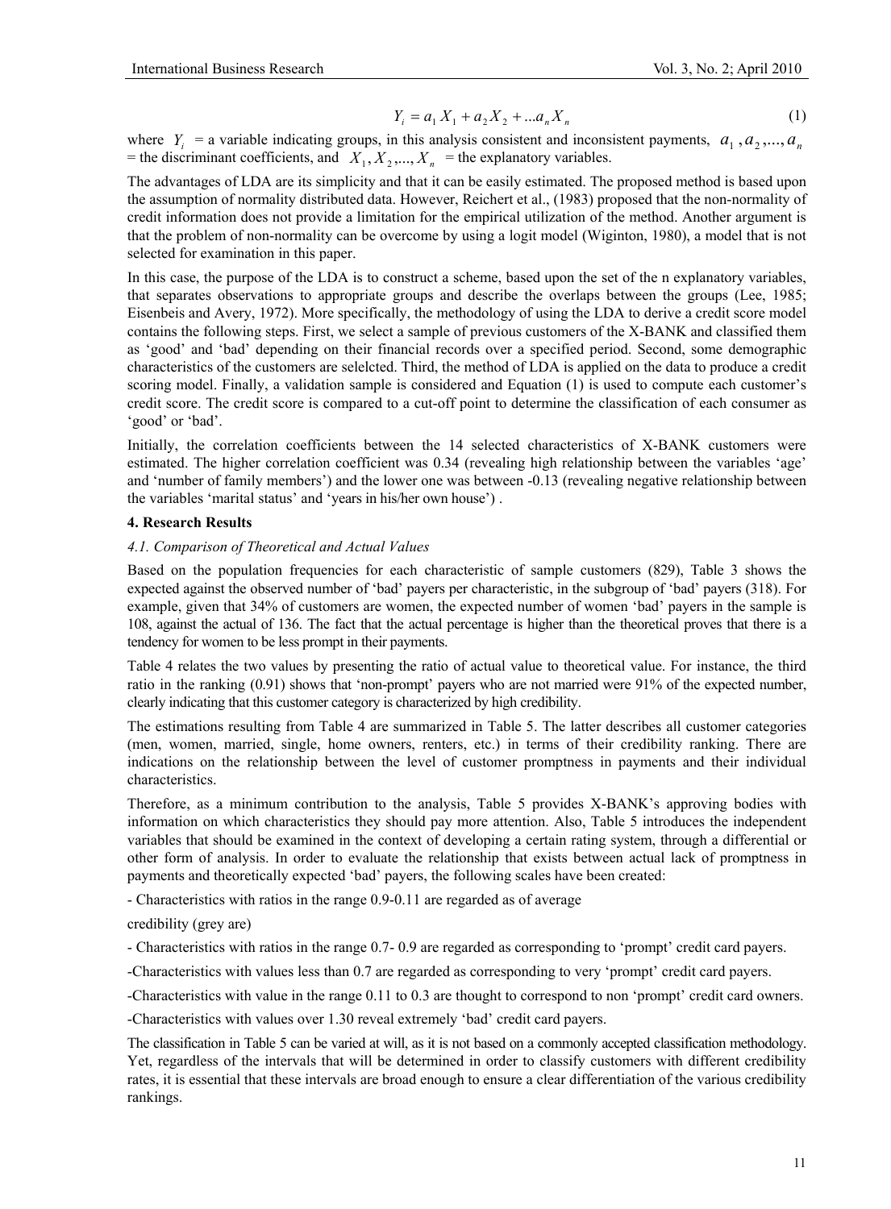$$Y_i = a_1 X_1 + a_2 X_2 + ... a_n X_n \quad (1)$$

where $Y_i$ = a variable indicating groups, in this analysis consistent and inconsistent payments, $a_1, a_2, ..., a_n$ = the discriminant coefficients, and $X_1, X_2, ..., X_n$ = the explanatory variables.

The advantages of LDA are its simplicity and that it can be easily estimated. The proposed method is based upon the assumption of normality distributed data. However, Reichert et al., (1983) proposed that the non-normality of credit information does not provide a limitation for the empirical utilization of the method. Another argument is that the problem of non-normality can be overcome by using a logit model (Wiginton, 1980), a model that is not selected for examination in this paper.

In this case, the purpose of the LDA is to construct a scheme, based upon the set of the n explanatory variables, that separates observations to appropriate groups and describe the overlaps between the groups (Lee, 1985; Eisenbeis and Avery, 1972). More specifically, the methodology of using the LDA to derive a credit score model contains the following steps. First, we select a sample of previous customers of the X-BANK and classified them as 'good' and 'bad' depending on their financial records over a specified period. Second, some demographic characteristics of the customers are selelcted. Third, the method of LDA is applied on the data to produce a credit scoring model. Finally, a validation sample is considered and Equation (1) is used to compute each customer's credit score. The credit score is compared to a cut-off point to determine the classification of each consumer as 'good' or 'bad'.

Initially, the correlation coefficients between the 14 selected characteristics of X-BANK customers were estimated. The higher correlation coefficient was 0.34 (revealing high relationship between the variables 'age' and 'number of family members') and the lower one was between -0.13 (revealing negative relationship between the variables 'marital status' and 'years in his/her own house') .

**4. Research Results**

*4.1. Comparison of Theoretical and Actual Values*

Based on the population frequencies for each characteristic of sample customers (829), Table 3 shows the expected against the observed number of 'bad' payers per characteristic, in the subgroup of 'bad' payers (318). For example, given that 34% of customers are women, the expected number of women 'bad' payers in the sample is 108, against the actual of 136. The fact that the actual percentage is higher than the theoretical proves that there is a tendency for women to be less prompt in their payments.

Table 4 relates the two values by presenting the ratio of actual value to theoretical value. For instance, the third ratio in the ranking (0.91) shows that 'non-prompt' payers who are not married were 91% of the expected number, clearly indicating that this customer category is characterized by high credibility.

The estimations resulting from Table 4 are summarized in Table 5. The latter describes all customer categories (men, women, married, single, home owners, renters, etc.) in terms of their credibility ranking. There are indications on the relationship between the level of customer promptness in payments and their individual characteristics.

Therefore, as a minimum contribution to the analysis, Table 5 provides X-BANK's approving bodies with information on which characteristics they should pay more attention. Also, Table 5 introduces the independent variables that should be examined in the context of developing a certain rating system, through a differential or other form of analysis. In order to evaluate the relationship that exists between actual lack of promptness in payments and theoretically expected 'bad' payers, the following scales have been created:

- Characteristics with ratios in the range 0.9-0.11 are regarded as of average

credibility (grey are)

- Characteristics with ratios in the range 0.7- 0.9 are regarded as corresponding to 'prompt' credit card payers.

-Characteristics with values less than 0.7 are regarded as corresponding to very 'prompt' credit card payers.

-Characteristics with value in the range 0.11 to 0.3 are thought to correspond to non 'prompt' credit card owners.

-Characteristics with values over 1.30 reveal extremely 'bad' credit card payers.

The classification in Table 5 can be varied at will, as it is not based on a commonly accepted classification methodology. Yet, regardless of the intervals that will be determined in order to classify customers with different credibility rates, it is essential that these intervals are broad enough to ensure a clear differentiation of the various credibility rankings.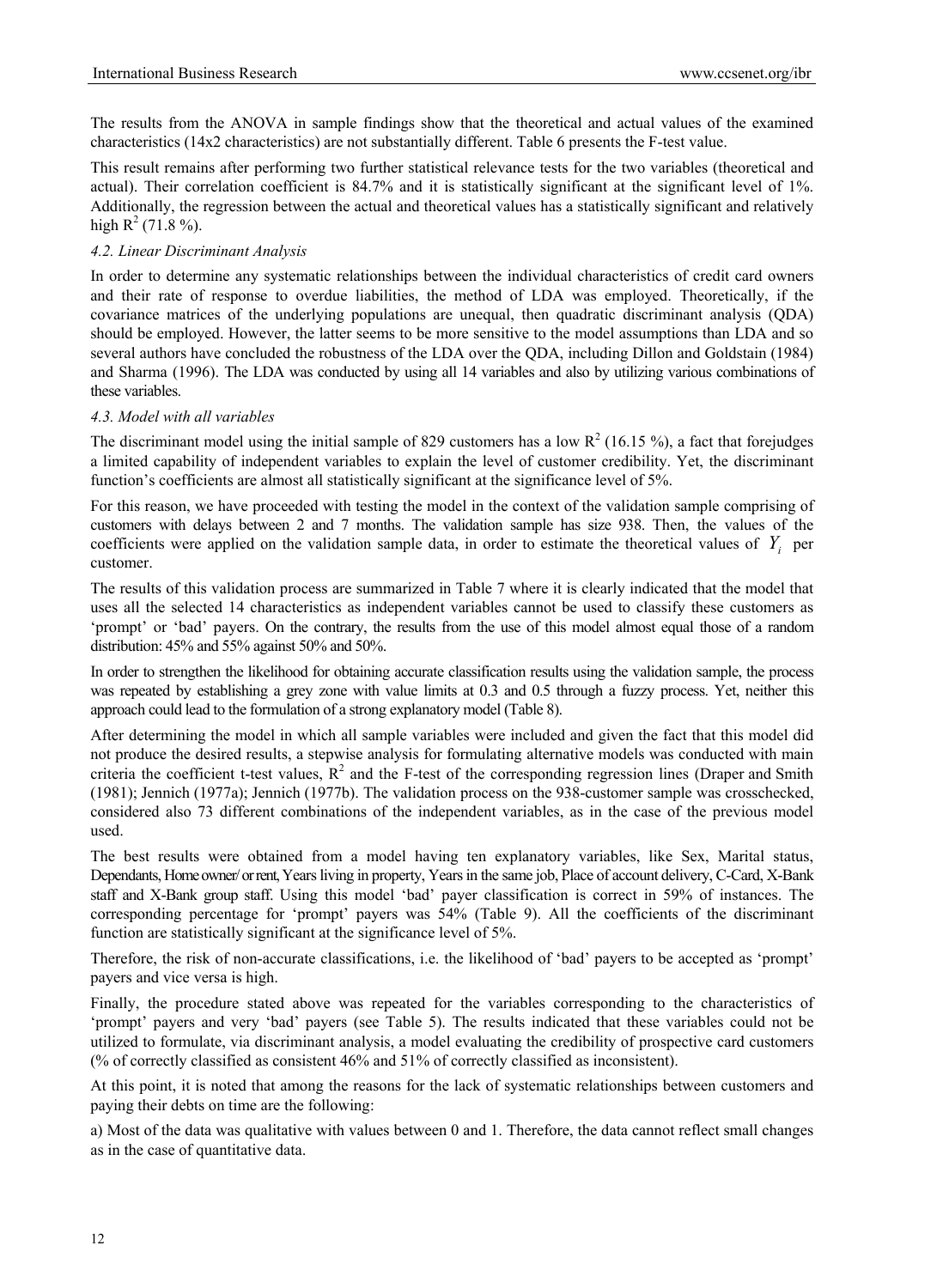The results from the ANOVA in sample findings show that the theoretical and actual values of the examined characteristics (14x2 characteristics) are not substantially different. Table 6 presents the F-test value.

This result remains after performing two further statistical relevance tests for the two variables (theoretical and actual). Their correlation coefficient is 84.7% and it is statistically significant at the significant level of 1%. Additionally, the regression between the actual and theoretical values has a statistically significant and relatively high $R^2$ (71.8 %).

### *4.2. Linear Discriminant Analysis*

In order to determine any systematic relationships between the individual characteristics of credit card owners and their rate of response to overdue liabilities, the method of LDA was employed. Theoretically, if the covariance matrices of the underlying populations are unequal, then quadratic discriminant analysis (QDA) should be employed. However, the latter seems to be more sensitive to the model assumptions than LDA and so several authors have concluded the robustness of the LDA over the QDA, including Dillon and Goldstain (1984) and Sharma (1996). The LDA was conducted by using all 14 variables and also by utilizing various combinations of these variables.

### *4.3. Model with all variables*

The discriminant model using the initial sample of 829 customers has a low $R^2$ (16.15 %), a fact that forejudges a limited capability of independent variables to explain the level of customer credibility. Yet, the discriminant function's coefficients are almost all statistically significant at the significance level of 5%.

For this reason, we have proceeded with testing the model in the context of the validation sample comprising of customers with delays between 2 and 7 months. The validation sample has size 938. Then, the values of the coefficients were applied on the validation sample data, in order to estimate the theoretical values of $Y_i$ per customer.

The results of this validation process are summarized in Table 7 where it is clearly indicated that the model that uses all the selected 14 characteristics as independent variables cannot be used to classify these customers as 'prompt' or 'bad' payers. On the contrary, the results from the use of this model almost equal those of a random distribution: 45% and 55% against 50% and 50%.

In order to strengthen the likelihood for obtaining accurate classification results using the validation sample, the process was repeated by establishing a grey zone with value limits at 0.3 and 0.5 through a fuzzy process. Yet, neither this approach could lead to the formulation of a strong explanatory model (Table 8).

After determining the model in which all sample variables were included and given the fact that this model did not produce the desired results, a stepwise analysis for formulating alternative models was conducted with main criteria the coefficient t-test values, $R^2$ and the F-test of the corresponding regression lines (Draper and Smith (1981); Jennich (1977a); Jennich (1977b). The validation process on the 938-customer sample was crosschecked, considered also 73 different combinations of the independent variables, as in the case of the previous model used.

The best results were obtained from a model having ten explanatory variables, like Sex, Marital status, Dependants, Home owner/ or rent, Years living in property, Years in the same job, Place of account delivery, C-Card, X-Bank staff and X-Bank group staff. Using this model 'bad' payer classification is correct in 59% of instances. The corresponding percentage for 'prompt' payers was 54% (Table 9). All the coefficients of the discriminant function are statistically significant at the significance level of 5%.

Therefore, the risk of non-accurate classifications, i.e. the likelihood of 'bad' payers to be accepted as 'prompt' payers and vice versa is high.

Finally, the procedure stated above was repeated for the variables corresponding to the characteristics of 'prompt' payers and very 'bad' payers (see Table 5). The results indicated that these variables could not be utilized to formulate, via discriminant analysis, a model evaluating the credibility of prospective card customers (% of correctly classified as consistent 46% and 51% of correctly classified as inconsistent).

At this point, it is noted that among the reasons for the lack of systematic relationships between customers and paying their debts on time are the following:

a) Most of the data was qualitative with values between 0 and 1. Therefore, the data cannot reflect small changes as in the case of quantitative data.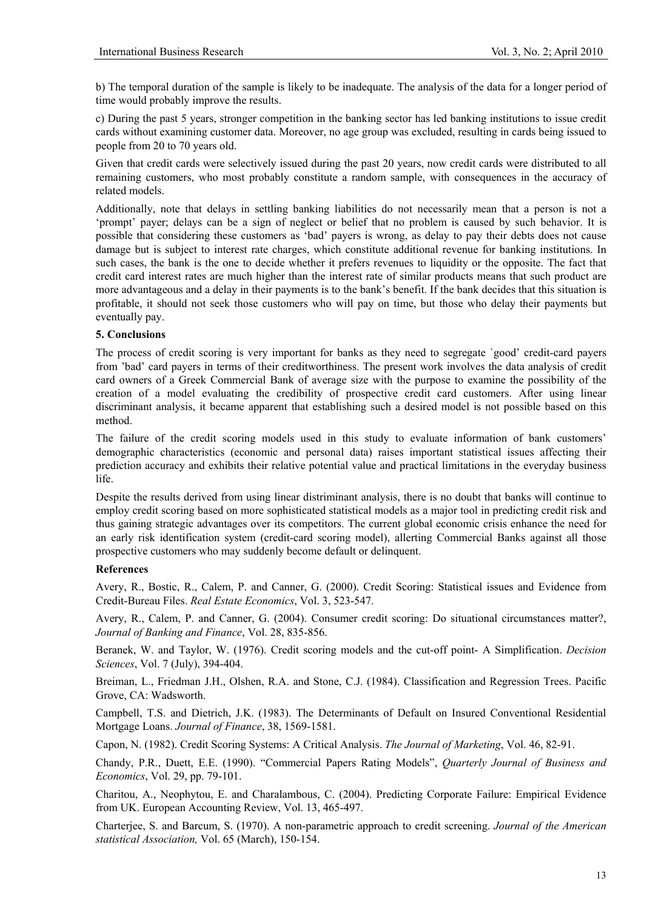b) The temporal duration of the sample is likely to be inadequate. The analysis of the data for a longer period of time would probably improve the results.

c) During the past 5 years, stronger competition in the banking sector has led banking institutions to issue credit cards without examining customer data. Moreover, no age group was excluded, resulting in cards being issued to people from 20 to 70 years old.

Given that credit cards were selectively issued during the past 20 years, now credit cards were distributed to all remaining customers, who most probably constitute a random sample, with consequences in the accuracy of related models.

Additionally, note that delays in settling banking liabilities do not necessarily mean that a person is not a 'prompt' payer; delays can be a sign of neglect or belief that no problem is caused by such behavior. It is possible that considering these customers as 'bad' payers is wrong, as delay to pay their debts does not cause damage but is subject to interest rate charges, which constitute additional revenue for banking institutions. In such cases, the bank is the one to decide whether it prefers revenues to liquidity or the opposite. The fact that credit card interest rates are much higher than the interest rate of similar products means that such product are more advantageous and a delay in their payments is to the bank's benefit. If the bank decides that this situation is profitable, it should not seek those customers who will pay on time, but those who delay their payments but eventually pay.

## 5. Conclusions

The process of credit scoring is very important for banks as they need to segregate `good' credit-card payers from 'bad' card payers in terms of their creditworthiness. The present work involves the data analysis of credit card owners of a Greek Commercial Bank of average size with the purpose to examine the possibility of the creation of a model evaluating the credibility of prospective credit card customers. After using linear discriminant analysis, it became apparent that establishing such a desired model is not possible based on this method.

The failure of the credit scoring models used in this study to evaluate information of bank customers' demographic characteristics (economic and personal data) raises important statistical issues affecting their prediction accuracy and exhibits their relative potential value and practical limitations in the everyday business life.

Despite the results derived from using linear distriminant analysis, there is no doubt that banks will continue to employ credit scoring based on more sophisticated statistical models as a major tool in predicting credit risk and thus gaining strategic advantages over its competitors. The current global economic crisis enhance the need for an early risk identification system (credit-card scoring model), allerting Commercial Banks against all those prospective customers who may suddenly become default or delinquent.

## References

Avery, R., Bostic, R., Calem, P. and Canner, G. (2000). Credit Scoring: Statistical issues and Evidence from Credit-Bureau Files. *Real Estate Economics*, Vol. 3, 523-547.

Avery, R., Calem, P. and Canner, G. (2004). Consumer credit scoring: Do situational circumstances matter?, *Journal of Banking and Finance*, Vol. 28, 835-856.

Beranek, W. and Taylor, W. (1976). Credit scoring models and the cut-off point- A Simplification. *Decision Sciences*, Vol. 7 (July), 394-404.

Breiman, L., Friedman J.H., Olshen, R.A. and Stone, C.J. (1984). Classification and Regression Trees. Pacific Grove, CA: Wadsworth.

Campbell, T.S. and Dietrich, J.K. (1983). The Determinants of Default on Insured Conventional Residential Mortgage Loans. *Journal of Finance*, 38, 1569-1581.

Capon, N. (1982). Credit Scoring Systems: A Critical Analysis. *The Journal of Marketing*, Vol. 46, 82-91.

Chandy, P.R., Duett, E.E. (1990). "Commercial Papers Rating Models", *Quarterly Journal of Business and Economics*, Vol. 29, pp. 79-101.

Charitou, A., Neophytou, E. and Charalambous, C. (2004). Predicting Corporate Failure: Empirical Evidence from UK. European Accounting Review, Vol. 13, 465-497.

Charterjee, S. and Barcum, S. (1970). A non-parametric approach to credit screening. *Journal of the American statistical Association,* Vol. 65 (March), 150-154.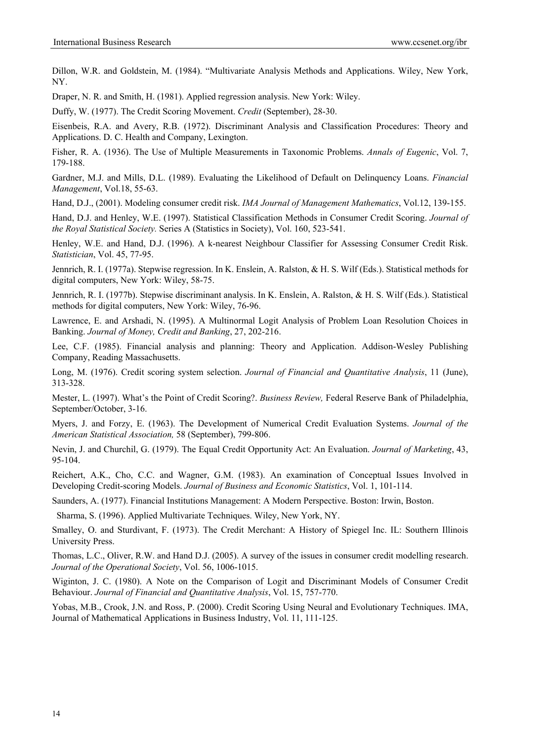Dillon, W.R. and Goldstein, M. (1984). "Multivariate Analysis Methods and Applications. Wiley, New York, NY.

Draper, N. R. and Smith, H. (1981). Applied regression analysis. New York: Wiley.

Duffy, W. (1977). The Credit Scoring Movement. *Credit* (September), 28-30.

Eisenbeis, R.A. and Avery, R.B. (1972). Discriminant Analysis and Classification Procedures: Theory and Applications. D. C. Health and Company, Lexington.

Fisher, R. A. (1936). The Use of Multiple Measurements in Taxonomic Problems. *Annals of Eugenic*, Vol. 7, 179-188.

Gardner, M.J. and Mills, D.L. (1989). Evaluating the Likelihood of Default on Delinquency Loans. *Financial Management*, Vol.18, 55-63.

Hand, D.J., (2001). Modeling consumer credit risk. *IMA Journal of Management Mathematics*, Vol.12, 139-155.

Hand, D.J. and Henley, W.E. (1997). Statistical Classification Methods in Consumer Credit Scoring. *Journal of the Royal Statistical Society.* Series A (Statistics in Society), Vol. 160, 523-541.

Henley, W.E. and Hand, D.J. (1996). A k-nearest Neighbour Classifier for Assessing Consumer Credit Risk. *Statistician*, Vol. 45, 77-95.

Jennrich, R. I. (1977a). Stepwise regression. In K. Enslein, A. Ralston, & H. S. Wilf (Eds.). Statistical methods for digital computers, New York: Wiley, 58-75.

Jennrich, R. I. (1977b). Stepwise discriminant analysis. In K. Enslein, A. Ralston, & H. S. Wilf (Eds.). Statistical methods for digital computers, New York: Wiley, 76-96.

Lawrence, E. and Arshadi, N. (1995). A Multinormal Logit Analysis of Problem Loan Resolution Choices in Banking. *Journal of Money, Credit and Banking*, 27, 202-216.

Lee, C.F. (1985). Financial analysis and planning: Theory and Application. Addison-Wesley Publishing Company, Reading Massachusetts.

Long, M. (1976). Credit scoring system selection. *Journal of Financial and Quantitative Analysis*, 11 (June), 313-328.

Mester, L. (1997). What's the Point of Credit Scoring?. *Business Review,* Federal Reserve Bank of Philadelphia, September/October, 3-16.

Myers, J. and Forzy, E. (1963). The Development of Numerical Credit Evaluation Systems. *Journal of the American Statistical Association,* 58 (September), 799-806.

Nevin, J. and Churchil, G. (1979). The Equal Credit Opportunity Act: An Evaluation. *Journal of Marketing*, 43, 95-104.

Reichert, A.K., Cho, C.C. and Wagner, G.M. (1983). An examination of Conceptual Issues Involved in Developing Credit-scoring Models. *Journal of Business and Economic Statistics*, Vol. 1, 101-114.

Saunders, A. (1977). Financial Institutions Management: A Modern Perspective. Boston: Irwin, Boston.

Sharma, S. (1996). Applied Multivariate Techniques. Wiley, New York, NY.

Smalley, O. and Sturdivant, F. (1973). The Credit Merchant: A History of Spiegel Inc. IL: Southern Illinois University Press.

Thomas, L.C., Oliver, R.W. and Hand D.J. (2005). A survey of the issues in consumer credit modelling research. *Journal of the Operational Society*, Vol. 56, 1006-1015.

Wiginton, J. C. (1980). A Note on the Comparison of Logit and Discriminant Models of Consumer Credit Behaviour. *Journal of Financial and Quantitative Analysis*, Vol. 15, 757-770.

Yobas, M.B., Crook, J.N. and Ross, P. (2000). Credit Scoring Using Neural and Evolutionary Techniques. IMA, Journal of Mathematical Applications in Business Industry, Vol. 11, 111-125.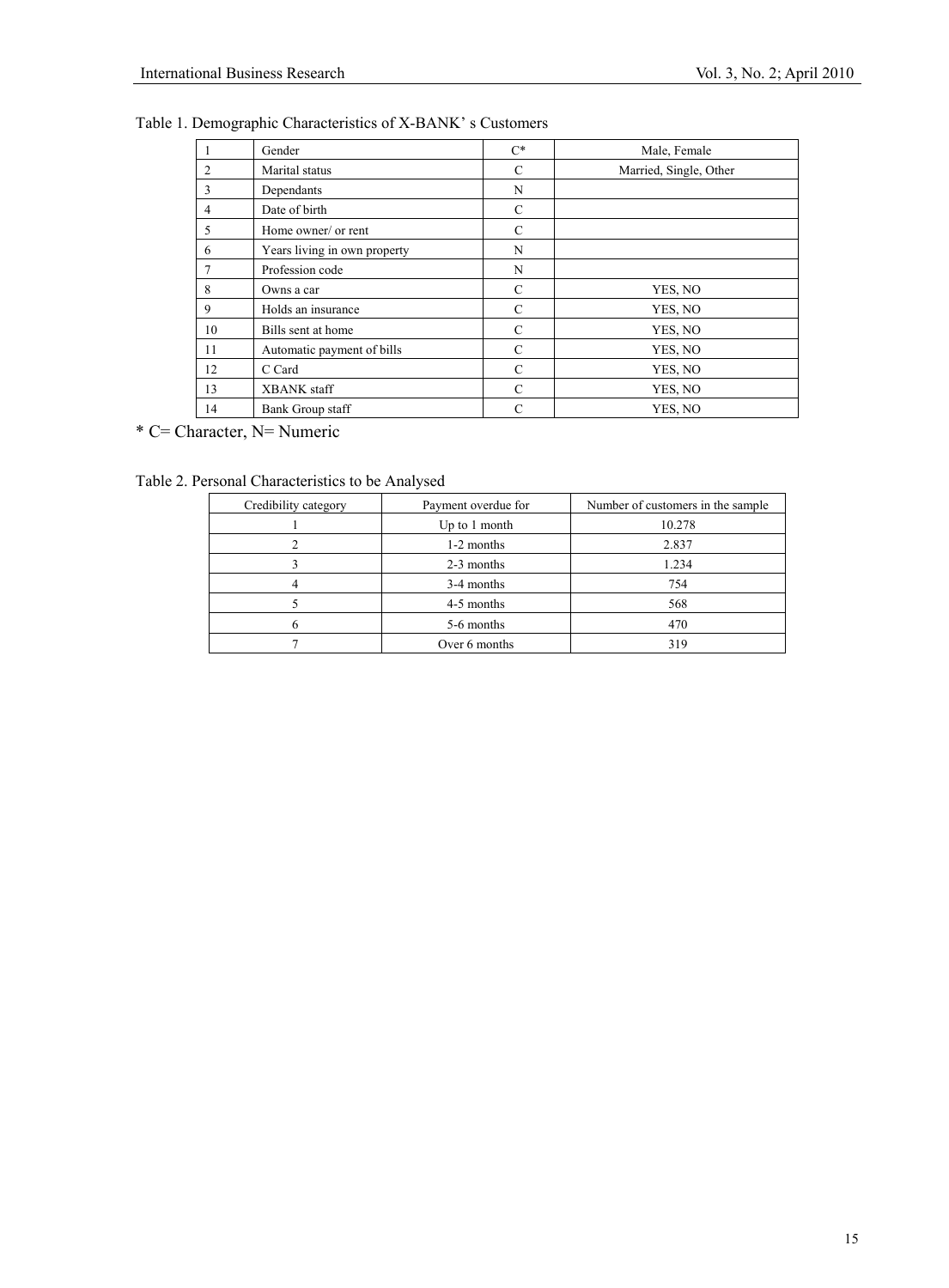Table 1. Demographic Characteristics of X-BANK' s Customers

| | | | |
|---|---|---|---|
| 1 | Gender | C* | Male, Female |
| 2 | Marital status | C | Married, Single, Other |
| 3 | Dependants | N | |
| 4 | Date of birth | C | |
| 5 | Home owner/ or rent | C | |
| 6 | Years living in own property | N | |
| 7 | Profession code | N | |
| 8 | Owns a car | C | YES, NO |
| 9 | Holds an insurance | C | YES, NO |
| 10 | Bills sent at home | C | YES, NO |
| 11 | Automatic payment of bills | C | YES, NO |
| 12 | C Card | C | YES, NO |
| 13 | XBANK staff | C | YES, NO |
| 14 | Bank Group staff | C | YES, NO |

* C= Character, N= Numeric

Table 2. Personal Characteristics to be Analysed

| Credibility category | Payment overdue for | Number of customers in the sample |
|---|---|---|
| 1 | Up to 1 month | 10.278 |
| 2 | 1-2 months | 2.837 |
| 3 | 2-3 months | 1.234 |
| 4 | 3-4 months | 754 |
| 5 | 4-5 months | 568 |
| 6 | 5-6 months | 470 |
| 7 | Over 6 months | 319 |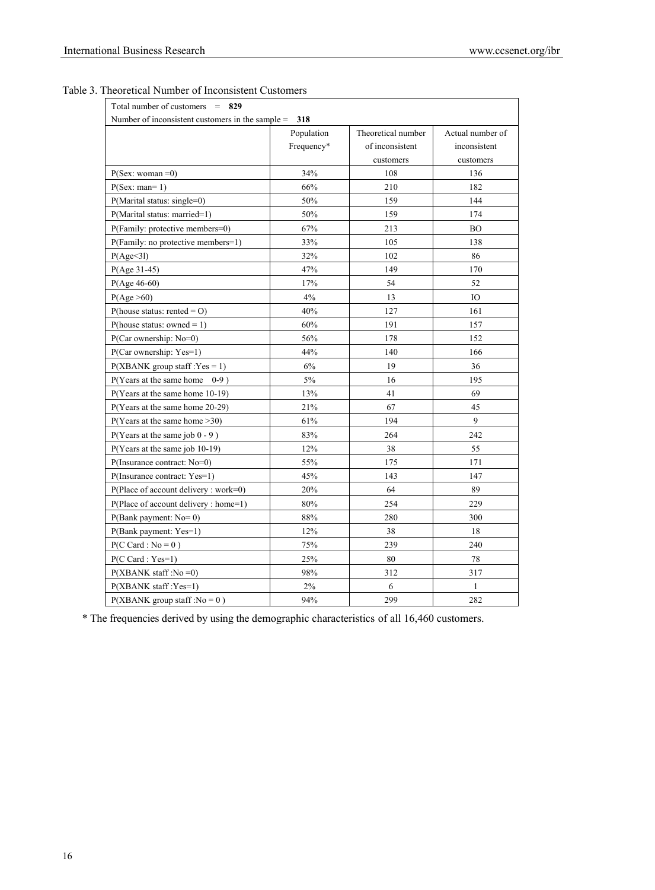Table 3. Theoretical Number of Inconsistent Customers

| Total number of customers = **829** | | | |
|---|---|---|---|
| Number of inconsistent customers in the sample = **318** | | | |
| | Population Frequency* | Theoretical number of inconsistent customers | Actual number of inconsistent customers |
| P(Sex: woman =0) | 34% | 108 | 136 |
| P(Sex: man= 1) | 66% | 210 | 182 |
| P(Marital status: single=0) | 50% | 159 | 144 |
| P(Marital status: married=1) | 50% | 159 | 174 |
| P(Family: protective members=0) | 67% | 213 | BO |
| P(Family: no protective members=1) | 33% | 105 | 138 |
| P(Age<3l) | 32% | 102 | 86 |
| P(Age 31-45) | 47% | 149 | 170 |
| P(Age 46-60) | 17% | 54 | 52 |
| P(Age >60) | 4% | 13 | IO |
| P(house status: rented = O) | 40% | 127 | 161 |
| P(house status: owned = 1) | 60% | 191 | 157 |
| P(Car ownership: No=0) | 56% | 178 | 152 |
| P(Car ownership: Yes=1) | 44% | 140 | 166 |
| P(XBANK group staff :Yes = 1) | 6% | 19 | 36 |
| P(Years at the same home 0-9 ) | 5% | 16 | 195 |
| P(Years at the same home 10-19) | 13% | 41 | 69 |
| P(Years at the same home 20-29) | 21% | 67 | 45 |
| P(Years at the same home >30) | 61% | 194 | 9 |
| P(Years at the same job 0 - 9 ) | 83% | 264 | 242 |
| P(Years at the same job 10-19) | 12% | 38 | 55 |
| P(Insurance contract: No=0) | 55% | 175 | 171 |
| P(Insurance contract: Yes=1) | 45% | 143 | 147 |
| P(Place of account delivery : work=0) | 20% | 64 | 89 |
| P(Place of account delivery : home=1) | 80% | 254 | 229 |
| P(Bank payment: No= 0) | 88% | 280 | 300 |
| P(Bank payment: Yes=1) | 12% | 38 | 18 |
| P(C Card : No = 0 ) | 75% | 239 | 240 |
| P(C Card : Yes=1) | 25% | 80 | 78 |
| P(XBANK staff :No =0) | 98% | 312 | 317 |
| P(XBANK staff :Yes=1) | 2% | 6 | 1 |
| P(XBANK group staff :No = 0 ) | 94% | 299 | 282 |

* The frequencies derived by using the demographic characteristics of all 16,460 customers.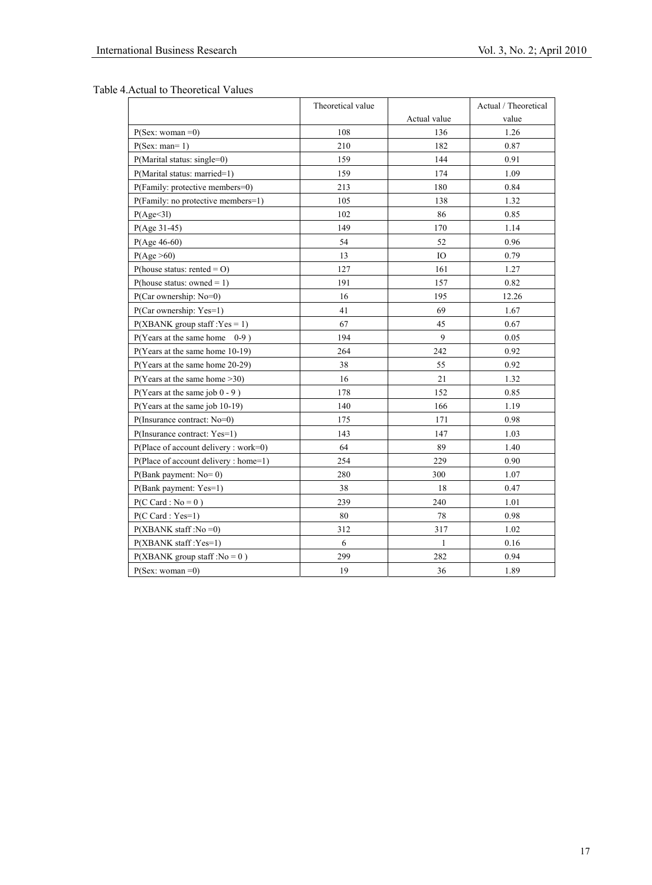Table 4.Actual to Theoretical Values

| | Theoretical value | Actual value | Actual / Theoretical value |
|---|---|---|---|
| P(Sex: woman =0) | 108 | 136 | 1.26 |
| P(Sex: man= 1) | 210 | 182 | 0.87 |
| P(Marital status: single=0) | 159 | 144 | 0.91 |
| P(Marital status: married=1) | 159 | 174 | 1.09 |
| P(Family: protective members=0) | 213 | 180 | 0.84 |
| P(Family: no protective members=1) | 105 | 138 | 1.32 |
| P(Age<3l) | 102 | 86 | 0.85 |
| P(Age 31-45) | 149 | 170 | 1.14 |
| P(Age 46-60) | 54 | 52 | 0.96 |
| P(Age >60) | 13 | IO | 0.79 |
| P(house status: rented = O) | 127 | 161 | 1.27 |
| P(house status: owned = 1) | 191 | 157 | 0.82 |
| P(Car ownership: No=0) | 16 | 195 | 12.26 |
| P(Car ownership: Yes=1) | 41 | 69 | 1.67 |
| P(XBANK group staff :Yes = 1) | 67 | 45 | 0.67 |
| P(Years at the same home 0-9 ) | 194 | 9 | 0.05 |
| P(Years at the same home 10-19) | 264 | 242 | 0.92 |
| P(Years at the same home 20-29) | 38 | 55 | 0.92 |
| P(Years at the same home >30) | 16 | 21 | 1.32 |
| P(Years at the same job 0 - 9 ) | 178 | 152 | 0.85 |
| P(Years at the same job 10-19) | 140 | 166 | 1.19 |
| P(Insurance contract: No=0) | 175 | 171 | 0.98 |
| P(Insurance contract: Yes=1) | 143 | 147 | 1.03 |
| P(Place of account delivery : work=0) | 64 | 89 | 1.40 |
| P(Place of account delivery : home=1) | 254 | 229 | 0.90 |
| P(Bank payment: No= 0) | 280 | 300 | 1.07 |
| P(Bank payment: Yes=1) | 38 | 18 | 0.47 |
| P(C Card : No = 0 ) | 239 | 240 | 1.01 |
| P(C Card : Yes=1) | 80 | 78 | 0.98 |
| P(XBANK staff :No =0) | 312 | 317 | 1.02 |
| P(XBANK staff :Yes=1) | 6 | 1 | 0.16 |
| P(XBANK group staff :No = 0 ) | 299 | 282 | 0.94 |
| P(Sex: woman =0) | 19 | 36 | 1.89 |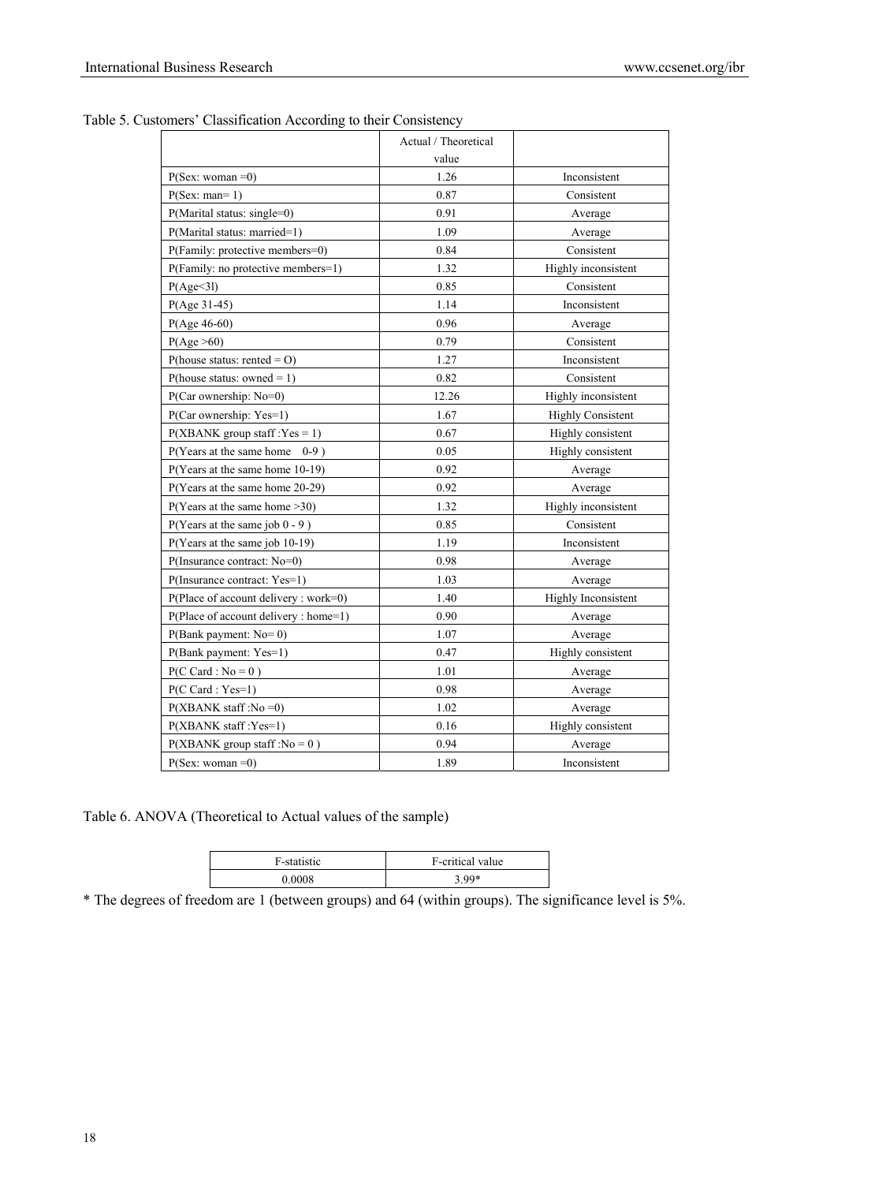Table 5. Customers' Classification According to their Consistency

| | Actual / Theoretical value | |
|---|---|---|
| P(Sex: woman =0) | 1.26 | Inconsistent |
| P(Sex: man= 1) | 0.87 | Consistent |
| P(Marital status: single=0) | 0.91 | Average |
| P(Marital status: married=1) | 1.09 | Average |
| P(Family: protective members=0) | 0.84 | Consistent |
| P(Family: no protective members=1) | 1.32 | Highly inconsistent |
| P(Age<3l) | 0.85 | Consistent |
| P(Age 31-45) | 1.14 | Inconsistent |
| P(Age 46-60) | 0.96 | Average |
| P(Age >60) | 0.79 | Consistent |
| P(house status: rented = O) | 1.27 | Inconsistent |
| P(house status: owned = 1) | 0.82 | Consistent |
| P(Car ownership: No=0) | 12.26 | Highly inconsistent |
| P(Car ownership: Yes=1) | 1.67 | Highly Consistent |
| P(XBANK group staff :Yes = 1) | 0.67 | Highly consistent |
| P(Years at the same home 0-9 ) | 0.05 | Highly consistent |
| P(Years at the same home 10-19) | 0.92 | Average |
| P(Years at the same home 20-29) | 0.92 | Average |
| P(Years at the same home >30) | 1.32 | Highly inconsistent |
| P(Years at the same job 0 - 9 ) | 0.85 | Consistent |
| P(Years at the same job 10-19) | 1.19 | Inconsistent |
| P(Insurance contract: No=0) | 0.98 | Average |
| P(Insurance contract: Yes=1) | 1.03 | Average |
| P(Place of account delivery : work=0) | 1.40 | Highly Inconsistent |
| P(Place of account delivery : home=1) | 0.90 | Average |
| P(Bank payment: No= 0) | 1.07 | Average |
| P(Bank payment: Yes=1) | 0.47 | Highly consistent |
| P(C Card : No = 0 ) | 1.01 | Average |
| P(C Card : Yes=1) | 0.98 | Average |
| P(XBANK staff :No =0) | 1.02 | Average |
| P(XBANK staff :Yes=1) | 0.16 | Highly consistent |
| P(XBANK group staff :No = 0 ) | 0.94 | Average |
| P(Sex: woman =0) | 1.89 | Inconsistent |

Table 6. ANOVA (Theoretical to Actual values of the sample)

| F-statistic | F-critical value |
|---|---|
| 0.0008 | 3.99* |

* The degrees of freedom are 1 (between groups) and 64 (within groups). The significance level is 5%.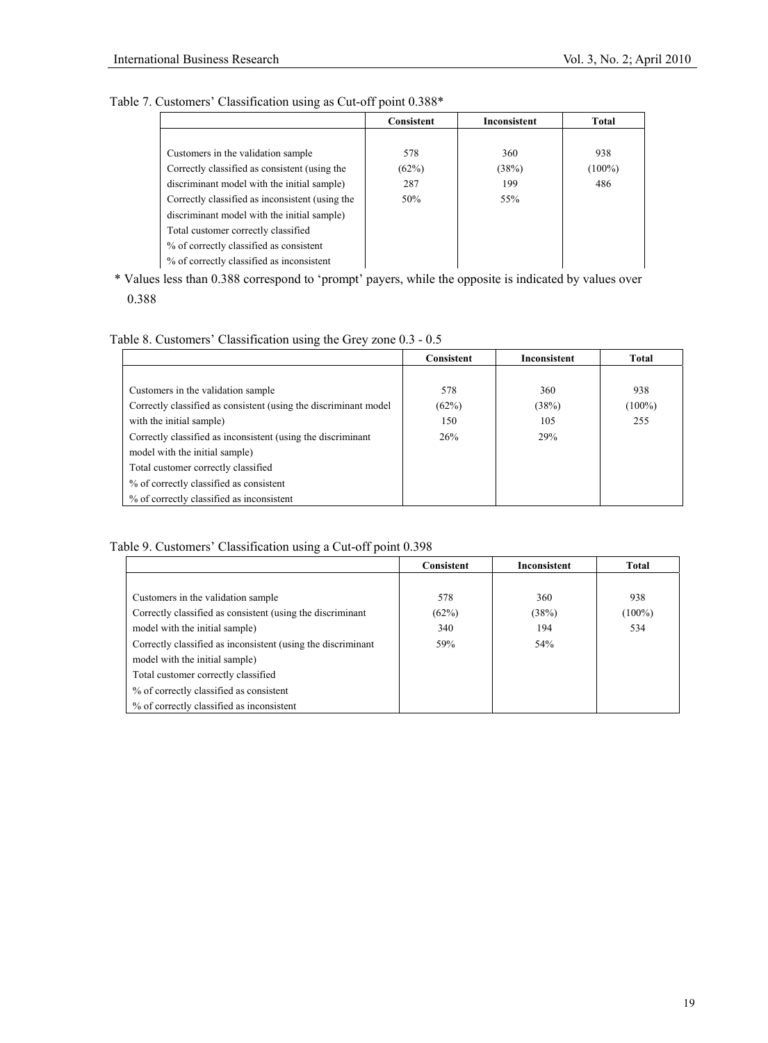Table 7. Customers' Classification using as Cut-off point 0.388*

| | Consistent | Inconsistent | Total |
|---|---|---|---|
| Customers in the validation sample | 578 | 360 | 938 |
| Correctly classified as consistent (using the discriminant model with the initial sample) | (62%) | (38%) | (100%) |
| Correctly classified as inconsistent (using the discriminant model with the initial sample) | 287 | 199 | 486 |
| Total customer correctly classified | 50% | 55% | |
| % of correctly classified as consistent | | | |
| % of correctly classified as inconsistent | | | |

\* Values less than 0.388 correspond to 'prompt' payers, while the opposite is indicated by values over 0.388

Table 8. Customers' Classification using the Grey zone 0.3 - 0.5

| | Consistent | Inconsistent | Total |
|---|---|---|---|
| Customers in the validation sample | 578 | 360 | 938 |
| Correctly classified as consistent (using the discriminant model with the initial sample) | (62%) | (38%) | (100%) |
| Correctly classified as inconsistent (using the discriminant model with the initial sample) | 150 | 105 | 255 |
| Total customer correctly classified | 26% | 29% | |
| % of correctly classified as consistent | | | |
| % of correctly classified as inconsistent | | | |

Table 9. Customers' Classification using a Cut-off point 0.398

| | Consistent | Inconsistent | Total |
|---|---|---|---|
| Customers in the validation sample | 578 | 360 | 938 |
| Correctly classified as consistent (using the discriminant model with the initial sample) | (62%) | (38%) | (100%) |
| Correctly classified as inconsistent (using the discriminant model with the initial sample) | 340 | 194 | 534 |
| Total customer correctly classified | 59% | 54% | |
| % of correctly classified as consistent | | | |
| % of correctly classified as inconsistent | | | |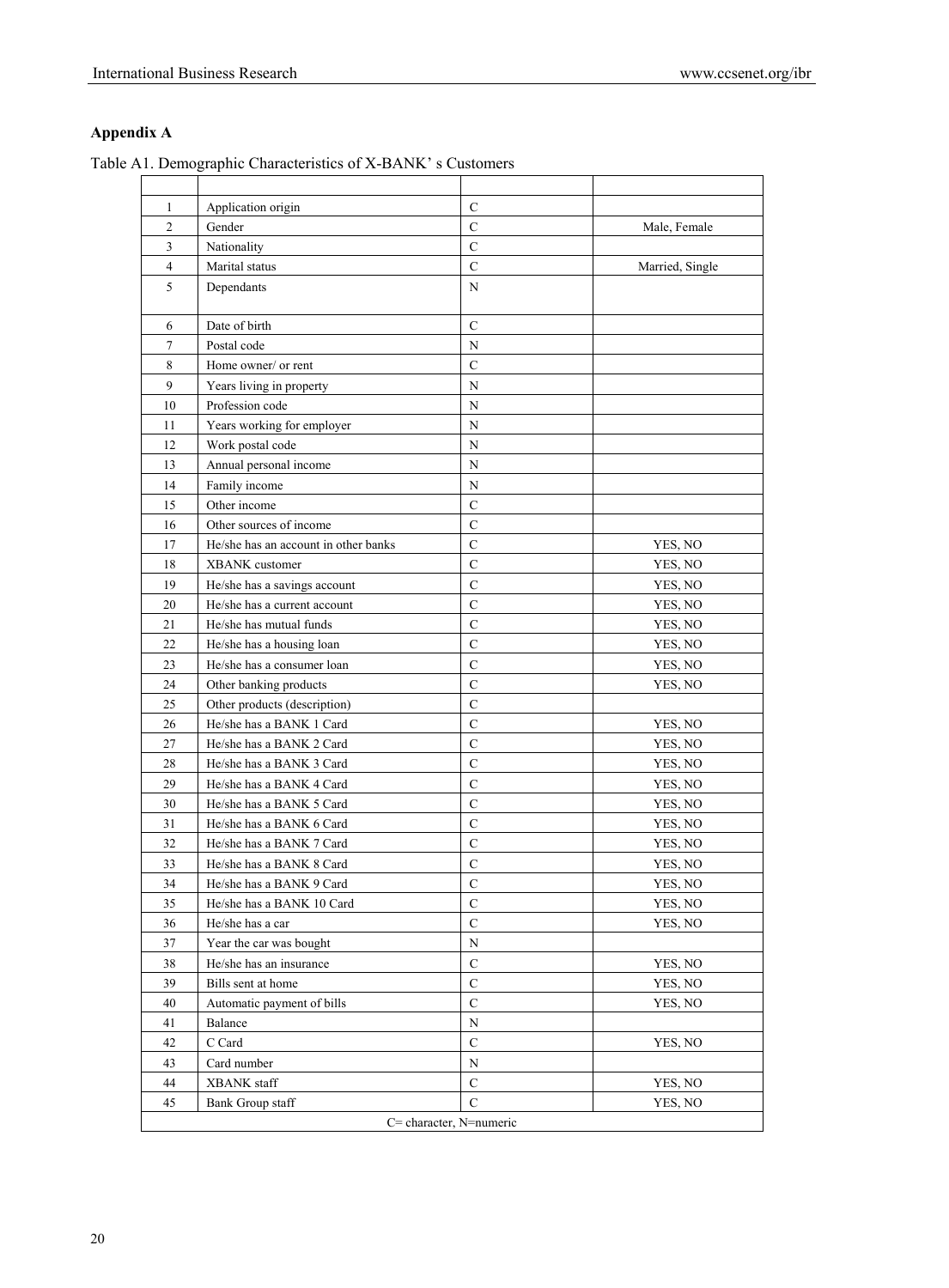## Appendix A

Table A1. Demographic Characteristics of X-BANK' s Customers

| | | | |
|---|---|---|---|
| 1 | Application origin | C | |
| 2 | Gender | C | Male, Female |
| 3 | Nationality | C | |
| 4 | Marital status | C | Married, Single |
| 5 | Dependants | N | |
| 6 | Date of birth | C | |
| 7 | Postal code | N | |
| 8 | Home owner/ or rent | C | |
| 9 | Years living in property | N | |
| 10 | Profession code | N | |
| 11 | Years working for employer | N | |
| 12 | Work postal code | N | |
| 13 | Annual personal income | N | |
| 14 | Family income | N | |
| 15 | Other income | C | |
| 16 | Other sources of income | C | |
| 17 | He/she has an account in other banks | C | YES, NO |
| 18 | XBANK customer | C | YES, NO |
| 19 | He/she has a savings account | C | YES, NO |
| 20 | He/she has a current account | C | YES, NO |
| 21 | He/she has mutual funds | C | YES, NO |
| 22 | He/she has a housing loan | C | YES, NO |
| 23 | He/she has a consumer loan | C | YES, NO |
| 24 | Other banking products | C | YES, NO |
| 25 | Other products (description) | C | |
| 26 | He/she has a BANK 1 Card | C | YES, NO |
| 27 | He/she has a BANK 2 Card | C | YES, NO |
| 28 | He/she has a BANK 3 Card | C | YES, NO |
| 29 | He/she has a BANK 4 Card | C | YES, NO |
| 30 | He/she has a BANK 5 Card | C | YES, NO |
| 31 | He/she has a BANK 6 Card | C | YES, NO |
| 32 | He/she has a BANK 7 Card | C | YES, NO |
| 33 | He/she has a BANK 8 Card | C | YES, NO |
| 34 | He/she has a BANK 9 Card | C | YES, NO |
| 35 | He/she has a BANK 10 Card | C | YES, NO |
| 36 | He/she has a car | C | YES, NO |
| 37 | Year the car was bought | N | |
| 38 | He/she has an insurance | C | YES, NO |
| 39 | Bills sent at home | C | YES, NO |
| 40 | Automatic payment of bills | C | YES, NO |
| 41 | Balance | N | |
| 42 | C Card | C | YES, NO |
| 43 | Card number | N | |
| 44 | XBANK staff | C | YES, NO |
| 45 | Bank Group staff | C | YES, NO |
| C= character, N=numeric | | | |